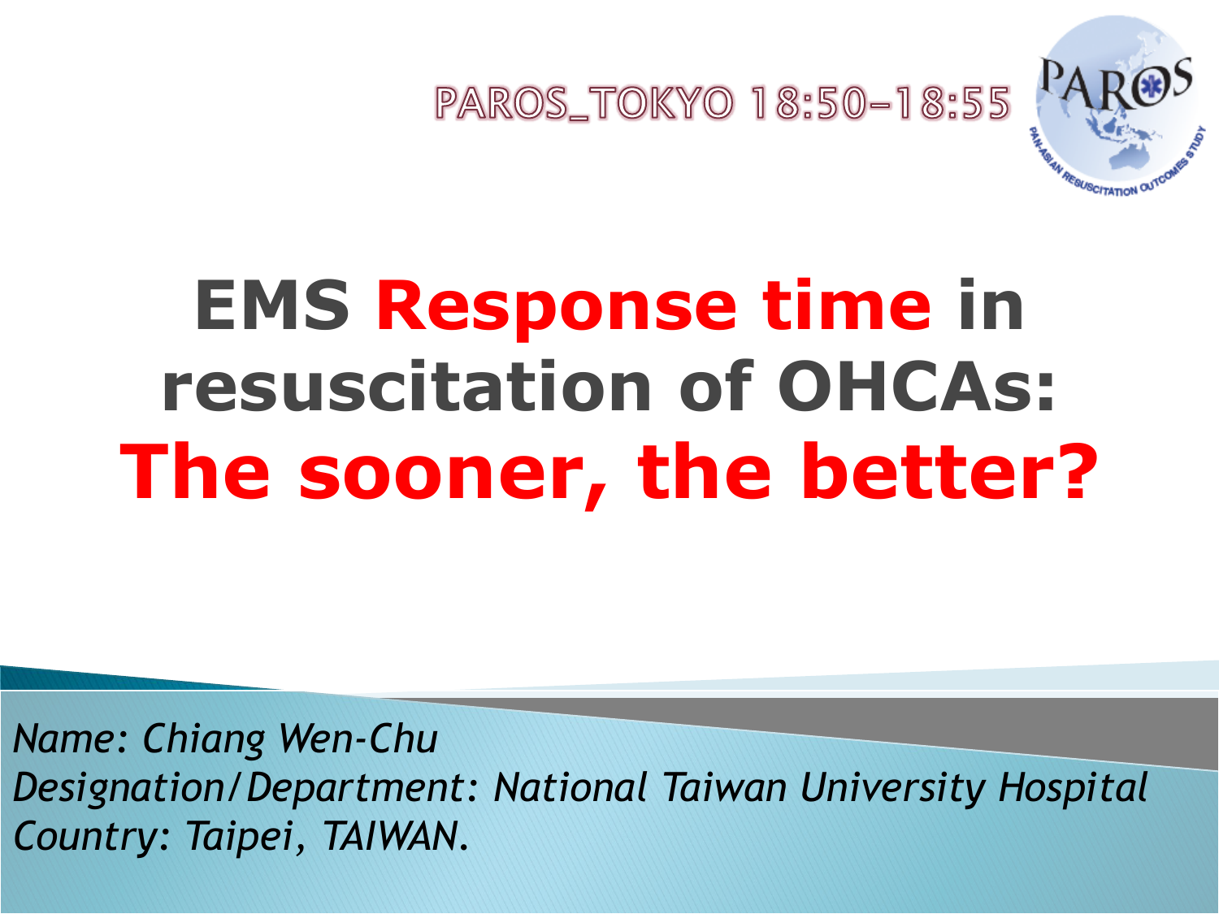PAROS_TOKYO 18:50–18:55

# EMS **Response time** in resuscitation of OHCAs: **The sooner, the better?**

*Name: Chiang Wen-Chu*
*Designation/Department: National Taiwan University Hospital*
*Country: Taipei, TAIWAN.*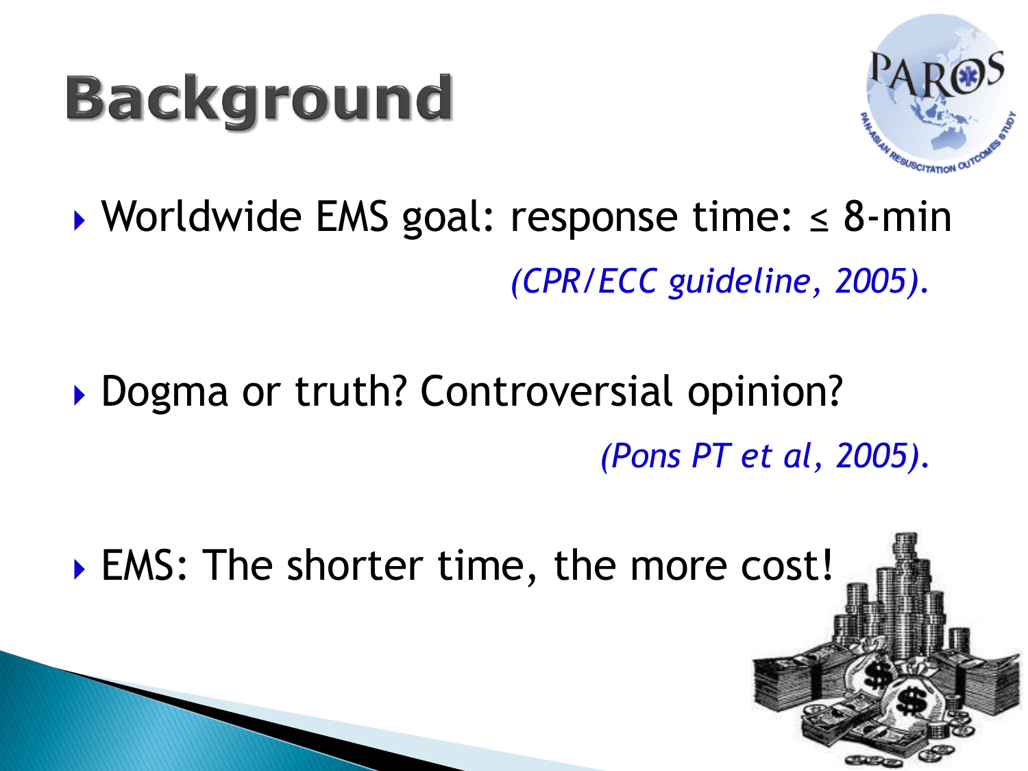# Background

- Worldwide EMS goal: response time: ≤ 8-min

  *(CPR/ECC guideline, 2005).*

- Dogma or truth? Controversial opinion?

  *(Pons PT et al, 2005).*

- EMS: The shorter time, the more cost!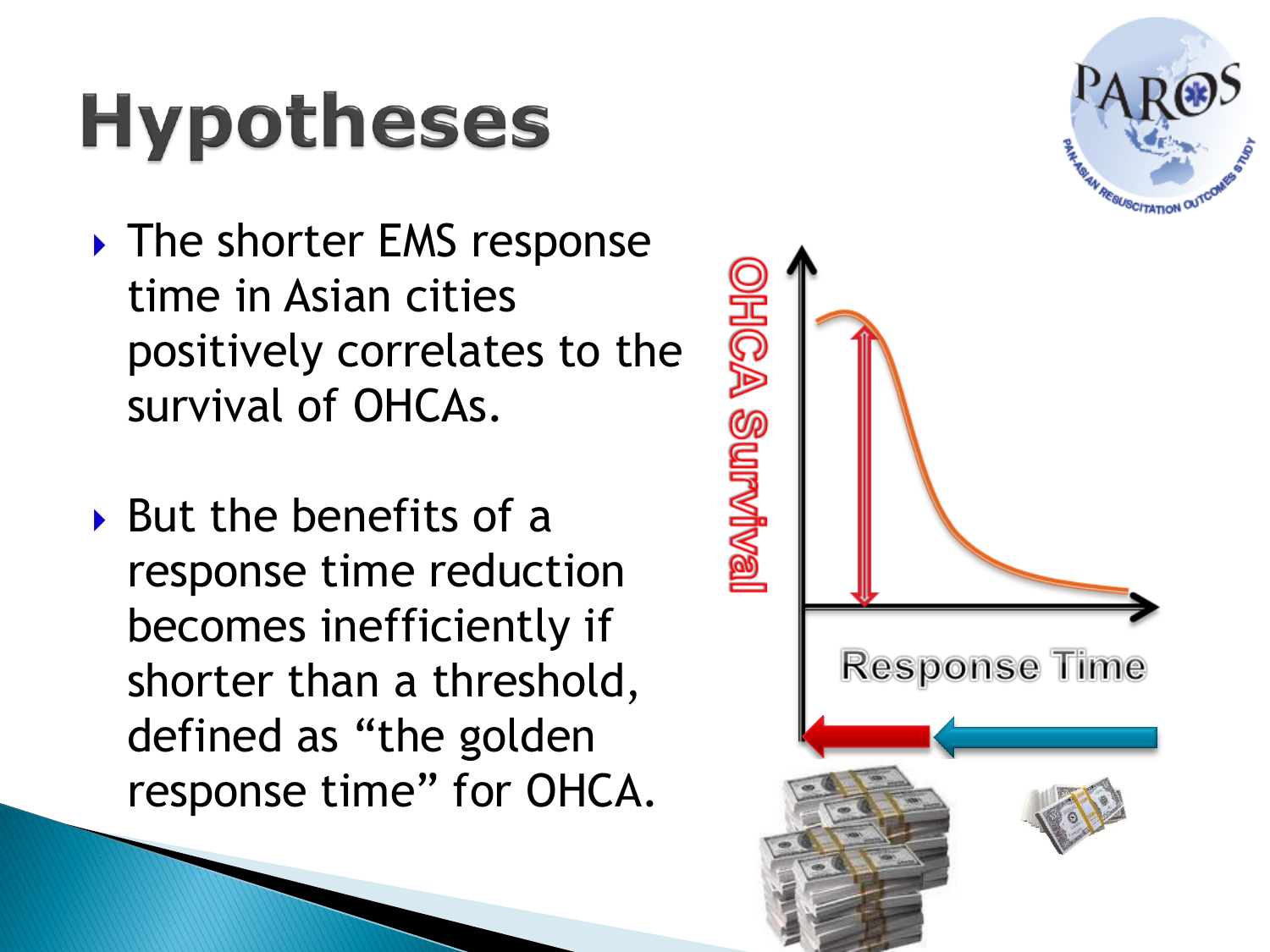# Hypotheses

- The shorter EMS response time in Asian cities positively correlates to the survival of OHCAs.
- But the benefits of a response time reduction becomes inefficiently if shorter than a threshold, defined as “the golden response time” for OHCA.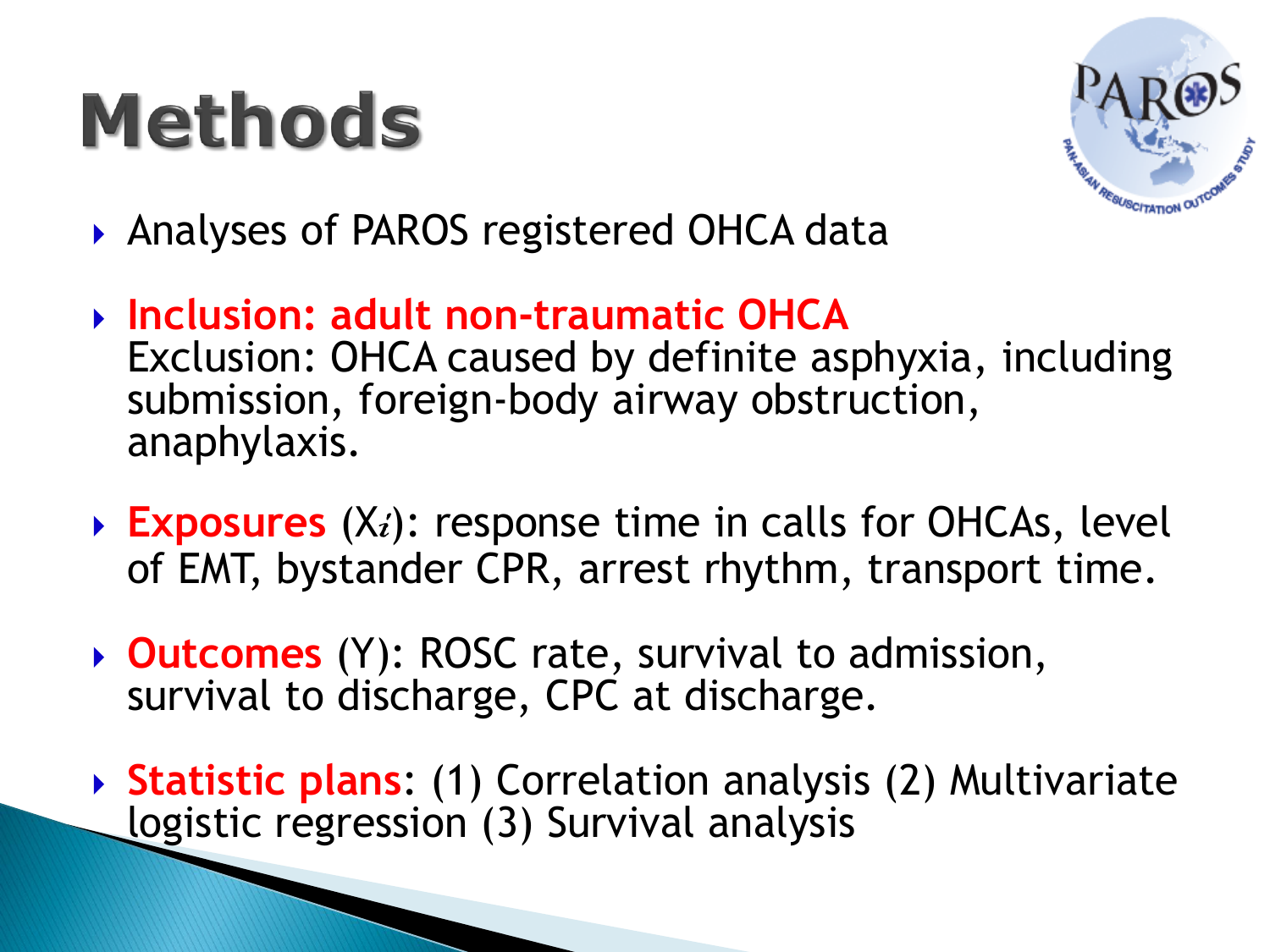# Methods

- Analyses of PAROS registered OHCA data
- **Inclusion: adult non-traumatic OHCA**
  Exclusion: OHCA caused by definite asphyxia, including submission, foreign-body airway obstruction, anaphylaxis.
- **Exposures** ($X_i$): response time in calls for OHCAs, level of EMT, bystander CPR, arrest rhythm, transport time.
- **Outcomes** (Y): ROSC rate, survival to admission, survival to discharge, CPC at discharge.
- **Statistic plans**: (1) Correlation analysis (2) Multivariate logistic regression (3) Survival analysis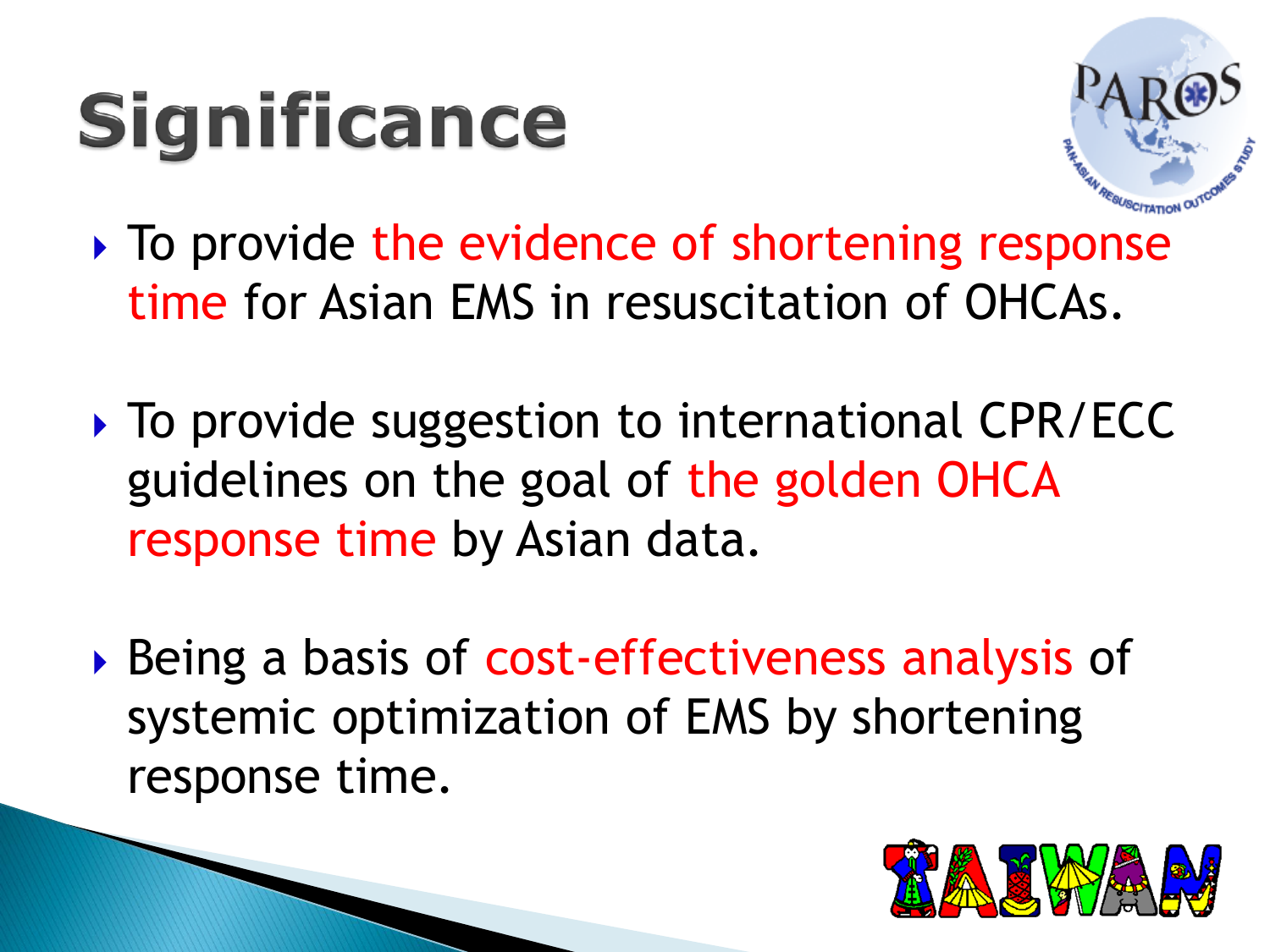# Significance

- To provide the evidence of shortening response time for Asian EMS in resuscitation of OHCAs.
- To provide suggestion to international CPR/ECC guidelines on the goal of the golden OHCA response time by Asian data.
- Being a basis of cost-effectiveness analysis of systemic optimization of EMS by shortening response time.